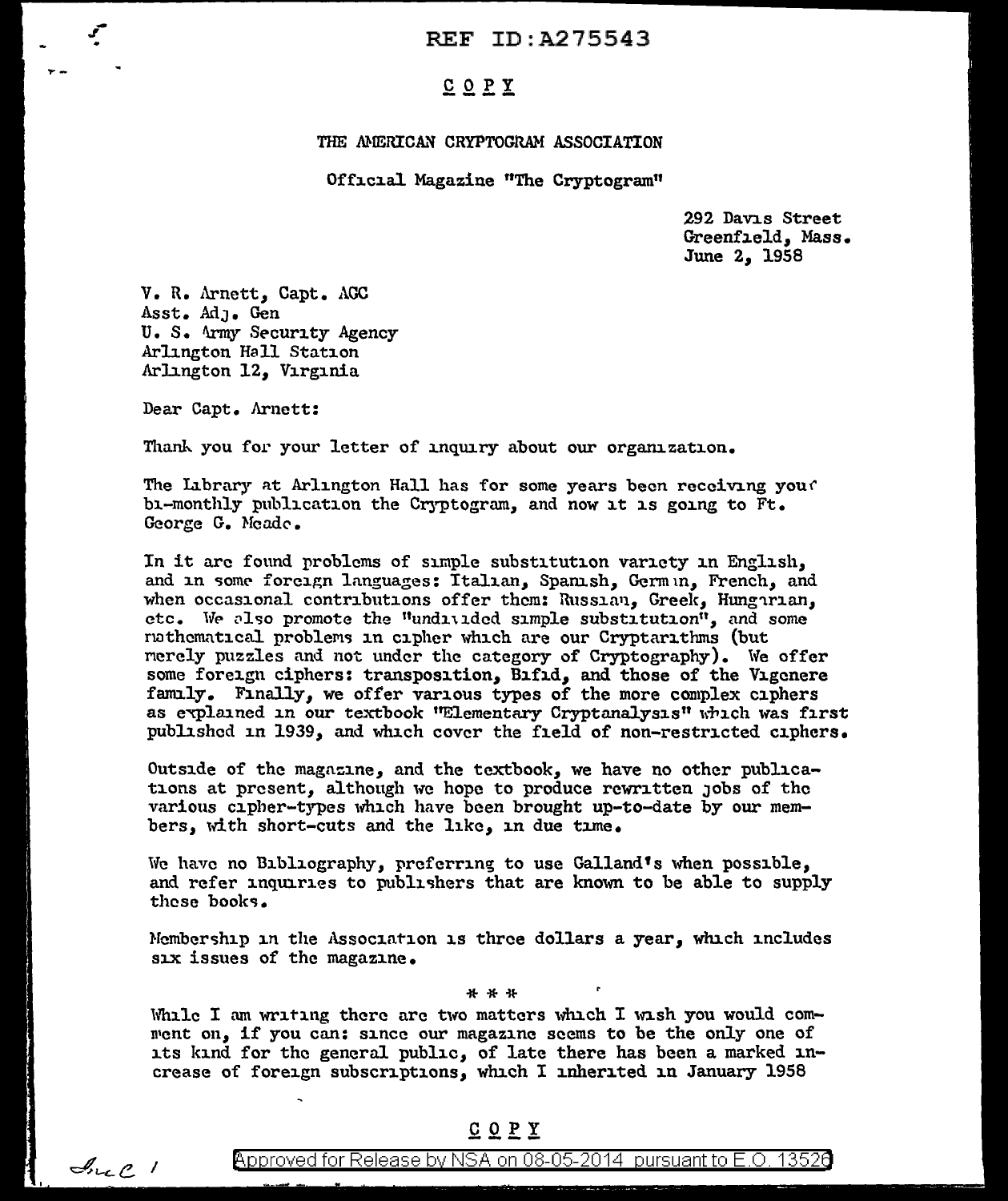COPY

THE AMERICAN CRYPTOGRAM ASSOCIATION

Official Magazine "The Cryptogram"

292 Davis Street
Greenfield, Mass.
June 2, 1958

V. R. Arnett, Capt. AGC
Asst. Adj. Gen
U. S. Army Security Agency
Arlington Hall Station
Arlington 12, Virginia

Dear Capt. Arnett:

Thank you for your letter of inquiry about our organization.

The Library at Arlington Hall has for some years been receiving your bi-monthly publication the Cryptogram, and now it is going to Ft. George G. Meade.

In it are found problems of simple substitution variety in English, and in some foreign languages: Italian, Spanish, German, French, and when occasional contributions offer them: Russian, Greek, Hungarian, etc. We also promote the "undivided simple substitution", and some mathematical problems in cipher which are our Cryptarithms (but merely puzzles and not under the category of Cryptography). We offer some foreign ciphers: transposition, Bifid, and those of the Vigenere family. Finally, we offer various types of the more complex ciphers as explained in our textbook "Elementary Cryptanalysis" which was first published in 1939, and which cover the field of non-restricted ciphers.

Outside of the magazine, and the textbook, we have no other publications at present, although we hope to produce rewritten jobs of the various cipher-types which have been brought up-to-date by our members, with short-cuts and the like, in due time.

We have no Bibliography, preferring to use Galland's when possible, and refer inquiries to publishers that are known to be able to supply these books.

Membership in the Association is three dollars a year, which includes six issues of the magazine.

\* \* \*

While I am writing there are two matters which I wish you would comment on, if you can: since our magazine seems to be the only one of its kind for the general public, of late there has been a marked increase of foreign subscriptions, which I inherited in January 1958

COPY

Incl 1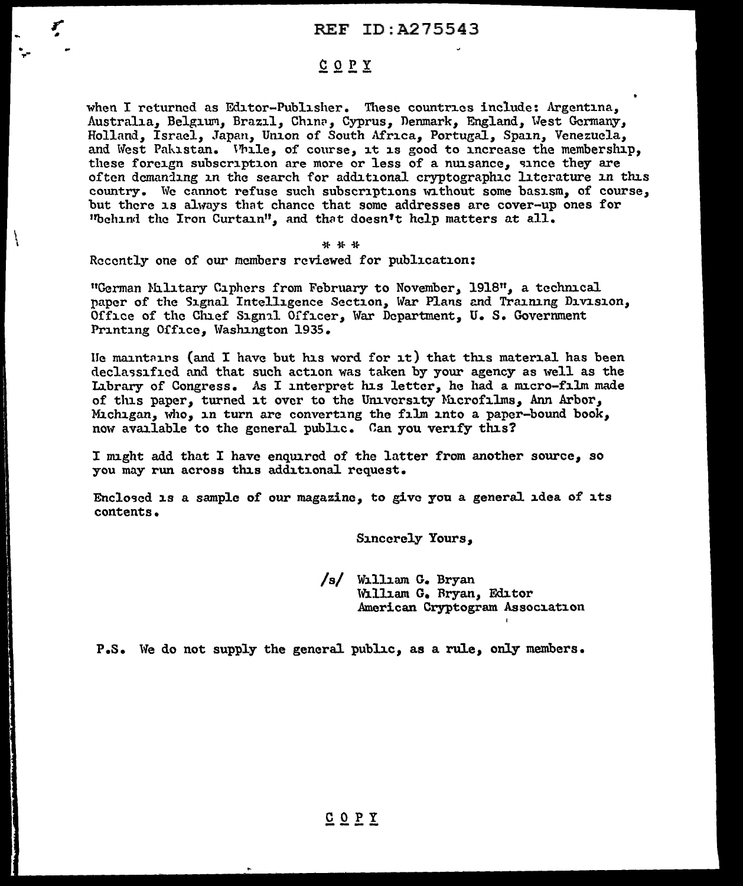REF ID:A275543

C O P Y

when I returned as Editor-Publisher. These countries include: Argentina, Australia, Belgium, Brazil, China, Cyprus, Denmark, England, West Germany, Holland, Israel, Japan, Union of South Africa, Portugal, Spain, Venezuela, and West Pakistan. While, of course, it is good to increase the membership, these foreign subscription are more or less of a nuisance, since they are often demanding in the search for additional cryptographic literature in this country. We cannot refuse such subscriptions without some basism, of course, but there is always that chance that some addresses are cover-up ones for "behind the Iron Curtain", and that doesn't help matters at all.

\* \* \*

Recently one of our members reviewed for publication:

"German Military Ciphers from February to November, 1918", a technical paper of the Signal Intelligence Section, War Plans and Training Division, Office of the Chief Signal Officer, War Department, U. S. Government Printing Office, Washington 1935.

He maintains (and I have but his word for it) that this material has been declassified and that such action was taken by your agency as well as the Library of Congress. As I interpret his letter, he had a micro-film made of this paper, turned it over to the University Microfilms, Ann Arbor, Michigan, who, in turn are converting the film into a paper-bound book, now available to the general public. Can you verify this?

I might add that I have enquired of the latter from another source, so you may run across this additional request.

Enclosed is a sample of our magazine, to give you a general idea of its contents.

Sincerely Yours,

/s/ William G. Bryan
William G. Bryan, Editor
American Cryptogram Association

P.S. We do not supply the general public, as a rule, only members.

C O P Y